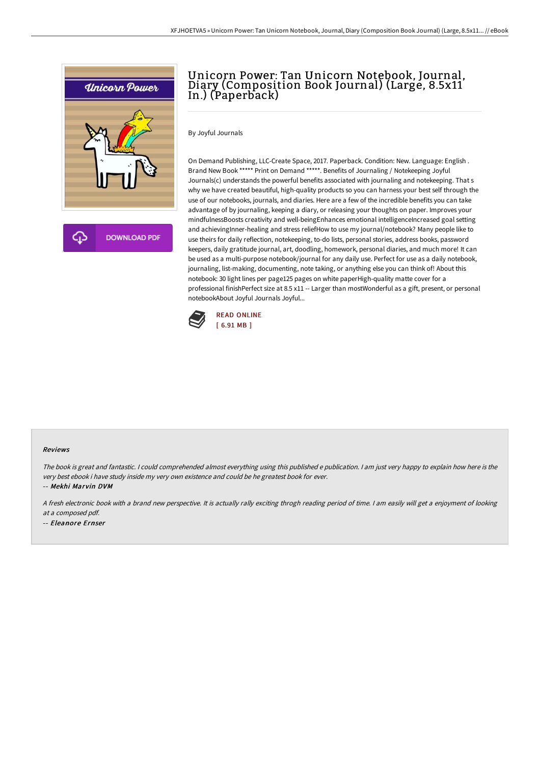# Unicorn Power: Tan Unicorn Notebook, Journal, Diary (Composition Book Journal) (Large, 8.5x11 In.) (Paperback)

By Joyful Journals

On Demand Publishing, LLC-Create Space, 2017. Paperback. Condition: New. Language: English . Brand New Book ***** Print on Demand *****. Benefits of Journaling / Notekeeping Joyful Journals(c) understands the powerful benefits associated with journaling and notekeeping. That s why we have created beautiful, high-quality products so you can harness your best self through the use of our notebooks, journals, and diaries. Here are a few of the incredible benefits you can take advantage of by journaling, keeping a diary, or releasing your thoughts on paper. Improves your mindfulnessBoosts creativity and well-beingEnhances emotional intelligenceIncreased goal setting and achievingInner-healing and stress reliefHow to use my journal/notebook? Many people like to use theirs for daily reflection, notekeeping, to-do lists, personal stories, address books, password keepers, daily gratitude journal, art, doodling, homework, personal diaries, and much more! It can be used as a multi-purpose notebook/journal for any daily use. Perfect for use as a daily notebook, journaling, list-making, documenting, note taking, or anything else you can think of! About this notebook: 30 light lines per page125 pages on white paperHigh-quality matte cover for a professional finishPerfect size at 8.5 x11 -- Larger than mostWonderful as a gift, present, or personal notebookAbout Joyful Journals Joyful...

READ ONLINE
[ 6.91 MB ]

DOWNLOAD PDF

## Reviews

*The book is great and fantastic. I could comprehended almost everything using this published e publication. I am just very happy to explain how here is the very best ebook i have study inside my very own existence and could be he greatest book for ever.*

-- *Mekhi Marvin DVM*

*A fresh electronic book with a brand new perspective. It is actually rally exciting throgh reading period of time. I am easily will get a enjoyment of looking at a composed pdf.*

-- *Eleanore Ernser*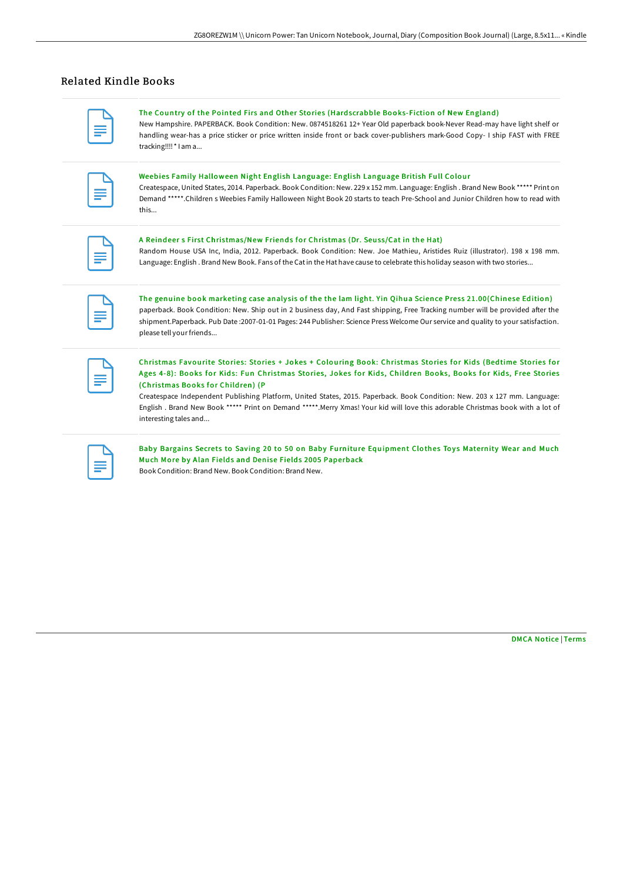## Related Kindle Books

**The Country of the Pointed Firs and Other Stories (Hardscrabble Books-Fiction of New England)**

New Hampshire. PAPERBACK. Book Condition: New. 0874518261 12+ Year Old paperback book-Never Read-may have light shelf or handling wear-has a price sticker or price written inside front or back cover-publishers mark-Good Copy- I ship FAST with FREE tracking!!!! * I am a...

**Weebies Family Halloween Night English Language: English Language British Full Colour**

Createspace, United States, 2014. Paperback. Book Condition: New. 229 x 152 mm. Language: English . Brand New Book ***** Print on Demand *****.Children s Weebies Family Halloween Night Book 20 starts to teach Pre-School and Junior Children how to read with this...

**A Reindeer s First Christmas/New Friends for Christmas (Dr. Seuss/Cat in the Hat)**

Random House USA Inc, India, 2012. Paperback. Book Condition: New. Joe Mathieu, Aristides Ruiz (illustrator). 198 x 198 mm. Language: English . Brand New Book. Fans of the Cat in the Hat have cause to celebrate this holiday season with two stories...

**The genuine book marketing case analysis of the the lam light. Yin Qihua Science Press 21.00(Chinese Edition)**

paperback. Book Condition: New. Ship out in 2 business day, And Fast shipping, Free Tracking number will be provided after the shipment.Paperback. Pub Date :2007-01-01 Pages: 244 Publisher: Science Press Welcome Our service and quality to your satisfaction. please tell your friends...

**Christmas Favourite Stories: Stories + Jokes + Colouring Book: Christmas Stories for Kids (Bedtime Stories for Ages 4-8): Books for Kids: Fun Christmas Stories, Jokes for Kids, Children Books, Books for Kids, Free Stories (Christmas Books for Children) (P**

Createspace Independent Publishing Platform, United States, 2015. Paperback. Book Condition: New. 203 x 127 mm. Language: English . Brand New Book ***** Print on Demand *****.Merry Xmas! Your kid will love this adorable Christmas book with a lot of interesting tales and...

**Baby Bargains Secrets to Saving 20 to 50 on Baby Furniture Equipment Clothes Toys Maternity Wear and Much Much More by Alan Fields and Denise Fields 2005 Paperback**

Book Condition: Brand New. Book Condition: Brand New.